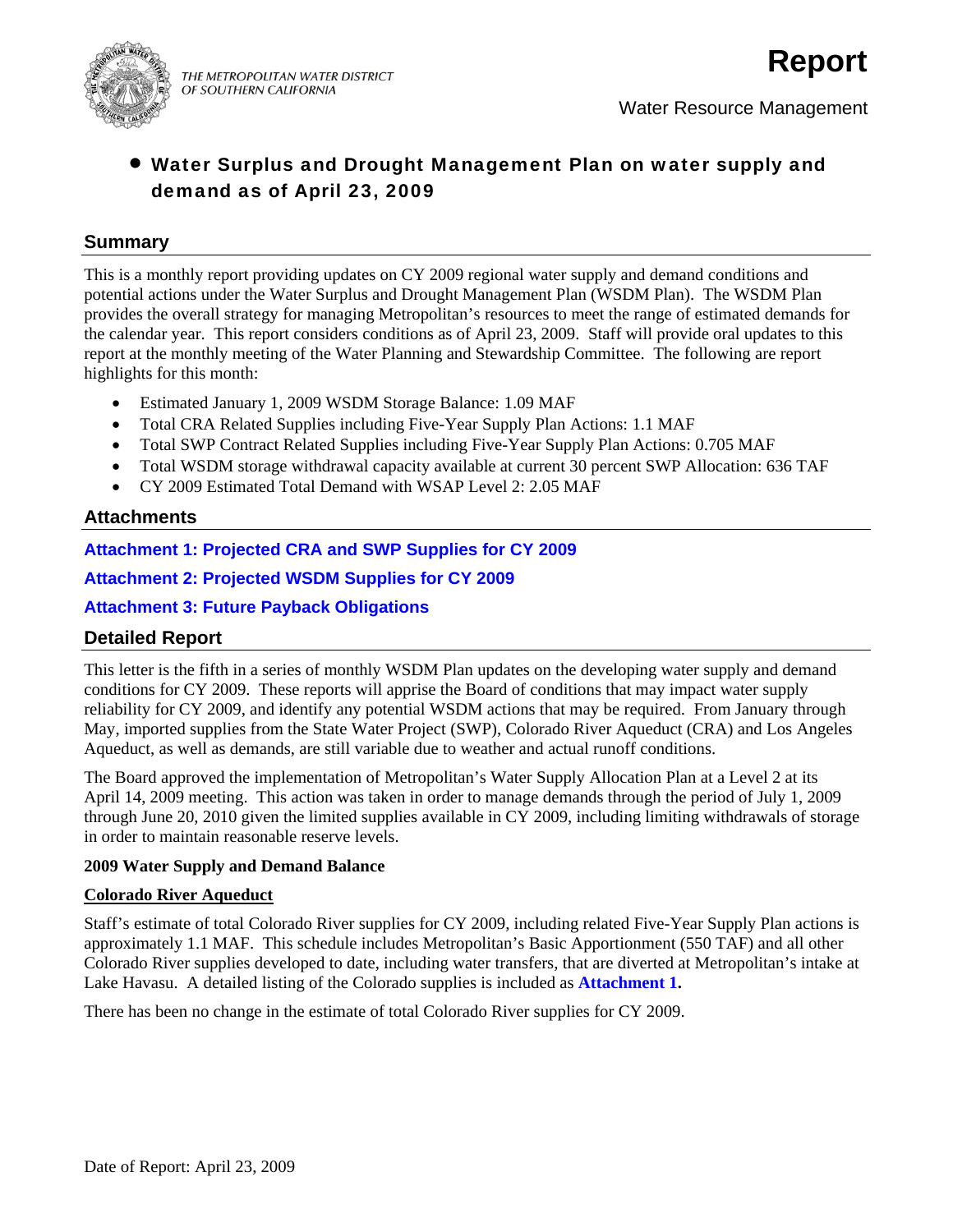THE METROPOLITAN WATER DISTRICT OF SOUTHERN CALIFORNIA

# Report

Water Resource Management

- **Water Surplus and Drought Management Plan on water supply and demand as of April 23, 2009**

## Summary

This is a monthly report providing updates on CY 2009 regional water supply and demand conditions and potential actions under the Water Surplus and Drought Management Plan (WSDM Plan). The WSDM Plan provides the overall strategy for managing Metropolitan's resources to meet the range of estimated demands for the calendar year. This report considers conditions as of April 23, 2009. Staff will provide oral updates to this report at the monthly meeting of the Water Planning and Stewardship Committee. The following are report highlights for this month:

- Estimated January 1, 2009 WSDM Storage Balance: 1.09 MAF
- Total CRA Related Supplies including Five-Year Supply Plan Actions: 1.1 MAF
- Total SWP Contract Related Supplies including Five-Year Supply Plan Actions: 0.705 MAF
- Total WSDM storage withdrawal capacity available at current 30 percent SWP Allocation: 636 TAF
- CY 2009 Estimated Total Demand with WSAP Level 2: 2.05 MAF

## Attachments

**Attachment 1: Projected CRA and SWP Supplies for CY 2009**

**Attachment 2: Projected WSDM Supplies for CY 2009**

**Attachment 3: Future Payback Obligations**

## Detailed Report

This letter is the fifth in a series of monthly WSDM Plan updates on the developing water supply and demand conditions for CY 2009. These reports will apprise the Board of conditions that may impact water supply reliability for CY 2009, and identify any potential WSDM actions that may be required. From January through May, imported supplies from the State Water Project (SWP), Colorado River Aqueduct (CRA) and Los Angeles Aqueduct, as well as demands, are still variable due to weather and actual runoff conditions.

The Board approved the implementation of Metropolitan's Water Supply Allocation Plan at a Level 2 at its April 14, 2009 meeting. This action was taken in order to manage demands through the period of July 1, 2009 through June 20, 2010 given the limited supplies available in CY 2009, including limiting withdrawals of storage in order to maintain reasonable reserve levels.

### 2009 Water Supply and Demand Balance

**Colorado River Aqueduct**

Staff's estimate of total Colorado River supplies for CY 2009, including related Five-Year Supply Plan actions is approximately 1.1 MAF. This schedule includes Metropolitan's Basic Apportionment (550 TAF) and all other Colorado River supplies developed to date, including water transfers, that are diverted at Metropolitan's intake at Lake Havasu. A detailed listing of the Colorado supplies is included as **Attachment 1.**

There has been no change in the estimate of total Colorado River supplies for CY 2009.

Date of Report: April 23, 2009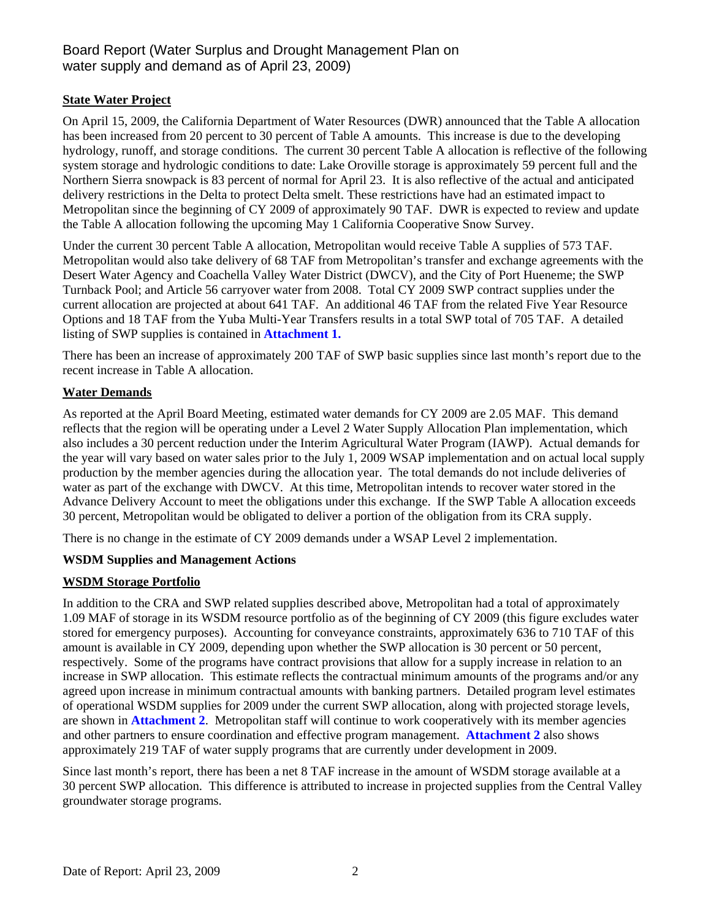Board Report (Water Surplus and Drought Management Plan on water supply and demand as of April 23, 2009)

**State Water Project**

On April 15, 2009, the California Department of Water Resources (DWR) announced that the Table A allocation has been increased from 20 percent to 30 percent of Table A amounts. This increase is due to the developing hydrology, runoff, and storage conditions. The current 30 percent Table A allocation is reflective of the following system storage and hydrologic conditions to date: Lake Oroville storage is approximately 59 percent full and the Northern Sierra snowpack is 83 percent of normal for April 23. It is also reflective of the actual and anticipated delivery restrictions in the Delta to protect Delta smelt. These restrictions have had an estimated impact to Metropolitan since the beginning of CY 2009 of approximately 90 TAF. DWR is expected to review and update the Table A allocation following the upcoming May 1 California Cooperative Snow Survey.

Under the current 30 percent Table A allocation, Metropolitan would receive Table A supplies of 573 TAF. Metropolitan would also take delivery of 68 TAF from Metropolitan's transfer and exchange agreements with the Desert Water Agency and Coachella Valley Water District (DWCV), and the City of Port Hueneme; the SWP Turnback Pool; and Article 56 carryover water from 2008. Total CY 2009 SWP contract supplies under the current allocation are projected at about 641 TAF. An additional 46 TAF from the related Five Year Resource Options and 18 TAF from the Yuba Multi-Year Transfers results in a total SWP total of 705 TAF. A detailed listing of SWP supplies is contained in **Attachment 1.**

There has been an increase of approximately 200 TAF of SWP basic supplies since last month's report due to the recent increase in Table A allocation.

**Water Demands**

As reported at the April Board Meeting, estimated water demands for CY 2009 are 2.05 MAF. This demand reflects that the region will be operating under a Level 2 Water Supply Allocation Plan implementation, which also includes a 30 percent reduction under the Interim Agricultural Water Program (IAWP). Actual demands for the year will vary based on water sales prior to the July 1, 2009 WSAP implementation and on actual local supply production by the member agencies during the allocation year. The total demands do not include deliveries of water as part of the exchange with DWCV. At this time, Metropolitan intends to recover water stored in the Advance Delivery Account to meet the obligations under this exchange. If the SWP Table A allocation exceeds 30 percent, Metropolitan would be obligated to deliver a portion of the obligation from its CRA supply.

There is no change in the estimate of CY 2009 demands under a WSAP Level 2 implementation.

**WSDM Supplies and Management Actions**

**WSDM Storage Portfolio**

In addition to the CRA and SWP related supplies described above, Metropolitan had a total of approximately 1.09 MAF of storage in its WSDM resource portfolio as of the beginning of CY 2009 (this figure excludes water stored for emergency purposes). Accounting for conveyance constraints, approximately 636 to 710 TAF of this amount is available in CY 2009, depending upon whether the SWP allocation is 30 percent or 50 percent, respectively. Some of the programs have contract provisions that allow for a supply increase in relation to an increase in SWP allocation. This estimate reflects the contractual minimum amounts of the programs and/or any agreed upon increase in minimum contractual amounts with banking partners. Detailed program level estimates of operational WSDM supplies for 2009 under the current SWP allocation, along with projected storage levels, are shown in **Attachment 2**. Metropolitan staff will continue to work cooperatively with its member agencies and other partners to ensure coordination and effective program management. **Attachment 2** also shows approximately 219 TAF of water supply programs that are currently under development in 2009.

Since last month's report, there has been a net 8 TAF increase in the amount of WSDM storage available at a 30 percent SWP allocation. This difference is attributed to increase in projected supplies from the Central Valley groundwater storage programs.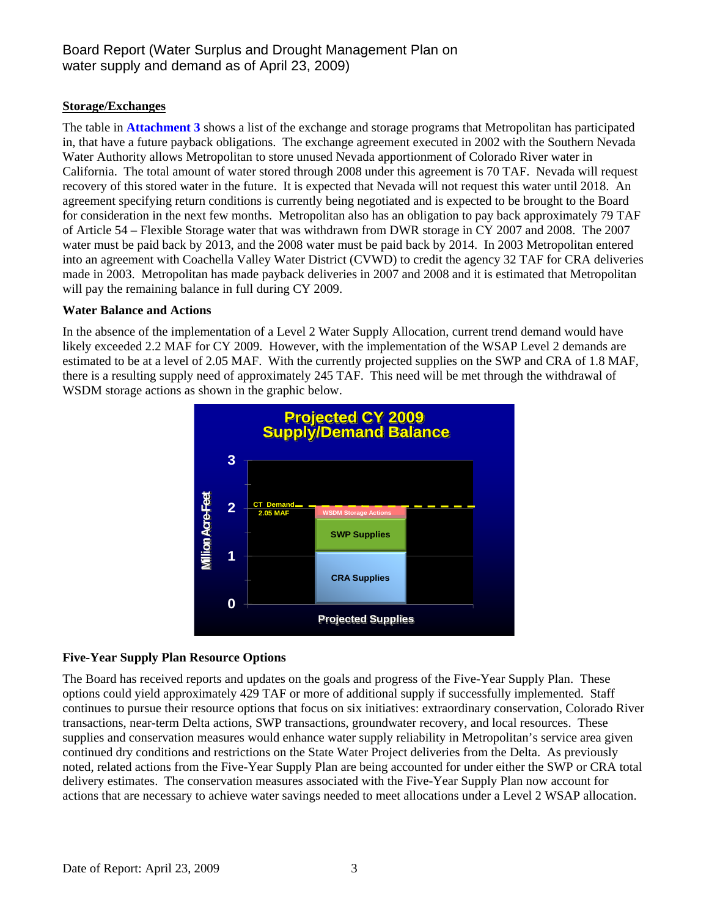**Storage/Exchanges**

The table in **Attachment 3** shows a list of the exchange and storage programs that Metropolitan has participated in, that have a future payback obligations. The exchange agreement executed in 2002 with the Southern Nevada Water Authority allows Metropolitan to store unused Nevada apportionment of Colorado River water in California. The total amount of water stored through 2008 under this agreement is 70 TAF. Nevada will request recovery of this stored water in the future. It is expected that Nevada will not request this water until 2018. An agreement specifying return conditions is currently being negotiated and is expected to be brought to the Board for consideration in the next few months. Metropolitan also has an obligation to pay back approximately 79 TAF of Article 54 – Flexible Storage water that was withdrawn from DWR storage in CY 2007 and 2008. The 2007 water must be paid back by 2013, and the 2008 water must be paid back by 2014. In 2003 Metropolitan entered into an agreement with Coachella Valley Water District (CVWD) to credit the agency 32 TAF for CRA deliveries made in 2003. Metropolitan has made payback deliveries in 2007 and 2008 and it is estimated that Metropolitan will pay the remaining balance in full during CY 2009.

**Water Balance and Actions**

In the absence of the implementation of a Level 2 Water Supply Allocation, current trend demand would have likely exceeded 2.2 MAF for CY 2009. However, with the implementation of the WSAP Level 2 demands are estimated to be at a level of 2.05 MAF. With the currently projected supplies on the SWP and CRA of 1.8 MAF, there is a resulting supply need of approximately 245 TAF. This need will be met through the withdrawal of WSDM storage actions as shown in the graphic below.

**Five-Year Supply Plan Resource Options**

The Board has received reports and updates on the goals and progress of the Five-Year Supply Plan. These options could yield approximately 429 TAF or more of additional supply if successfully implemented. Staff continues to pursue their resource options that focus on six initiatives: extraordinary conservation, Colorado River transactions, near-term Delta actions, SWP transactions, groundwater recovery, and local resources. These supplies and conservation measures would enhance water supply reliability in Metropolitan's service area given continued dry conditions and restrictions on the State Water Project deliveries from the Delta. As previously noted, related actions from the Five-Year Supply Plan are being accounted for under either the SWP or CRA total delivery estimates. The conservation measures associated with the Five-Year Supply Plan now account for actions that are necessary to achieve water savings needed to meet allocations under a Level 2 WSAP allocation.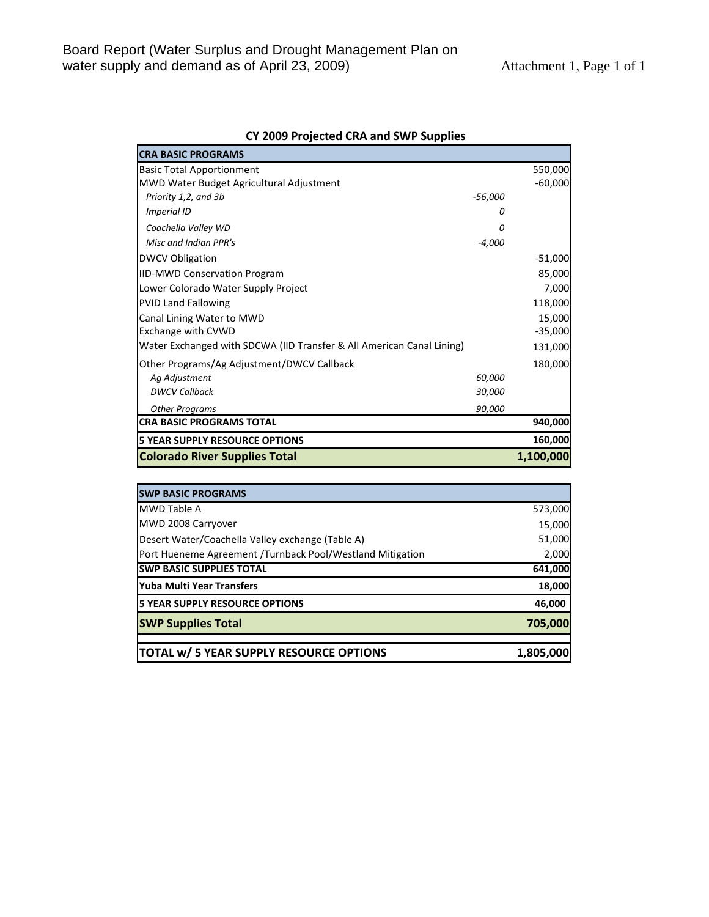Board Report (Water Surplus and Drought Management Plan on water supply and demand as of April 23, 2009)

Attachment 1, Page 1 of 1

## CY 2009 Projected CRA and SWP Supplies

| CRA BASIC PROGRAMS | | |
|---|---|---|
| Basic Total Apportionment | | 550,000 |
| MWD Water Budget Agricultural Adjustment | | -60,000 |
| *Priority 1,2, and 3b* | *-56,000* | |
| *Imperial ID* | *0* | |
| *Coachella Valley WD* | *0* | |
| *Misc and Indian PPR's* | *-4,000* | |
| DWCV Obligation | | -51,000 |
| IID-MWD Conservation Program | | 85,000 |
| Lower Colorado Water Supply Project | | 7,000 |
| PVID Land Fallowing | | 118,000 |
| Canal Lining Water to MWD | | 15,000 |
| Exchange with CVWD | | -35,000 |
| Water Exchanged with SDCWA (IID Transfer & All American Canal Lining) | | 131,000 |
| Other Programs/Ag Adjustment/DWCV Callback | | 180,000 |
| *Ag Adjustment* | *60,000* | |
| *DWCV Callback* | *30,000* | |
| *Other Programs* | *90,000* | |
| **CRA BASIC PROGRAMS TOTAL** | | **940,000** |
| **5 YEAR SUPPLY RESOURCE OPTIONS** | | **160,000** |
| **Colorado River Supplies Total** | | **1,100,000** |

| SWP BASIC PROGRAMS | |
|---|---|
| MWD Table A | 573,000 |
| MWD 2008 Carryover | 15,000 |
| Desert Water/Coachella Valley exchange (Table A) | 51,000 |
| Port Hueneme Agreement /Turnback Pool/Westland Mitigation | 2,000 |
| **SWP BASIC SUPPLIES TOTAL** | **641,000** |
| **Yuba Multi Year Transfers** | **18,000** |
| **5 YEAR SUPPLY RESOURCE OPTIONS** | **46,000** |
| **SWP Supplies Total** | **705,000** |
| | |
| **TOTAL w/ 5 YEAR SUPPLY RESOURCE OPTIONS** | **1,805,000** |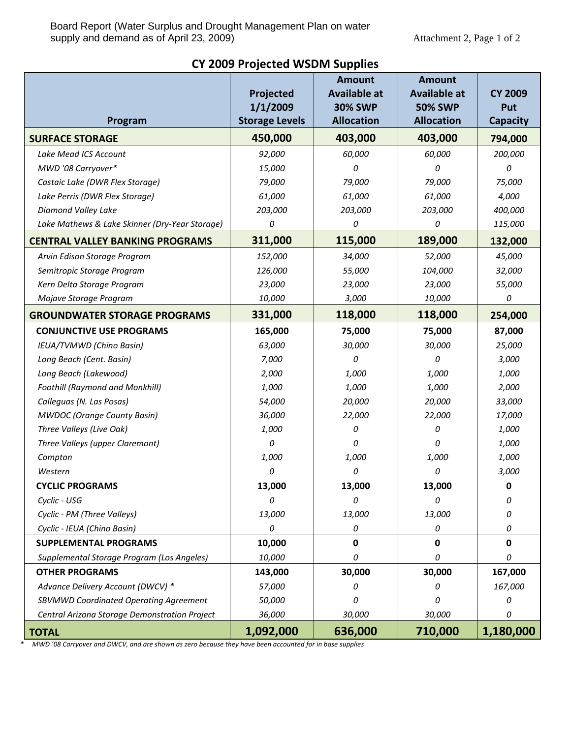Board Report (Water Surplus and Drought Management Plan on water supply and demand as of April 23, 2009)

Attachment 2, Page 1 of 2

## CY 2009 Projected WSDM Supplies

| Program | Projected 1/1/2009 Storage Levels | Amount Available at 30% SWP Allocation | Amount Available at 50% SWP Allocation | CY 2009 Put Capacity |
|---|---|---|---|---|
| **SURFACE STORAGE** | **450,000** | **403,000** | **403,000** | **794,000** |
| *Lake Mead ICS Account* | *92,000* | *60,000* | *60,000* | *200,000* |
| *MWD '08 Carryover** | *15,000* | *0* | *0* | *0* |
| *Castaic Lake (DWR Flex Storage)* | *79,000* | *79,000* | *79,000* | *75,000* |
| *Lake Perris (DWR Flex Storage)* | *61,000* | *61,000* | *61,000* | *4,000* |
| *Diamond Valley Lake* | *203,000* | *203,000* | *203,000* | *400,000* |
| *Lake Mathews & Lake Skinner (Dry-Year Storage)* | *0* | *0* | *0* | *115,000* |
| **CENTRAL VALLEY BANKING PROGRAMS** | **311,000** | **115,000** | **189,000** | **132,000** |
| *Arvin Edison Storage Program* | *152,000* | *34,000* | *52,000* | *45,000* |
| *Semitropic Storage Program* | *126,000* | *55,000* | *104,000* | *32,000* |
| *Kern Delta Storage Program* | *23,000* | *23,000* | *23,000* | *55,000* |
| *Mojave Storage Program* | *10,000* | *3,000* | *10,000* | *0* |
| **GROUNDWATER STORAGE PROGRAMS** | **331,000** | **118,000** | **118,000** | **254,000** |
| **CONJUNCTIVE USE PROGRAMS** | **165,000** | **75,000** | **75,000** | **87,000** |
| *IEUA/TVMWD (Chino Basin)* | *63,000* | *30,000* | *30,000* | *25,000* |
| *Long Beach (Cent. Basin)* | *7,000* | *0* | *0* | *3,000* |
| *Long Beach (Lakewood)* | *2,000* | *1,000* | *1,000* | *1,000* |
| *Foothill (Raymond and Monkhill)* | *1,000* | *1,000* | *1,000* | *2,000* |
| *Calleguas (N. Las Posas)* | *54,000* | *20,000* | *20,000* | *33,000* |
| *MWDOC (Orange County Basin)* | *36,000* | *22,000* | *22,000* | *17,000* |
| *Three Valleys (Live Oak)* | *1,000* | *0* | *0* | *1,000* |
| *Three Valleys (upper Claremont)* | *0* | *0* | *0* | *1,000* |
| *Compton* | *1,000* | *1,000* | *1,000* | *1,000* |
| *Western* | *0* | *0* | *0* | *3,000* |
| **CYCLIC PROGRAMS** | **13,000** | **13,000** | **13,000** | **0** |
| *Cyclic - USG* | *0* | *0* | *0* | *0* |
| *Cyclic - PM (Three Valleys)* | *13,000* | *13,000* | *13,000* | *0* |
| *Cyclic - IEUA (Chino Basin)* | *0* | *0* | *0* | *0* |
| **SUPPLEMENTAL PROGRAMS** | **10,000** | **0** | **0** | **0** |
| *Supplemental Storage Program (Los Angeles)* | *10,000* | *0* | *0* | *0* |
| **OTHER PROGRAMS** | **143,000** | **30,000** | **30,000** | **167,000** |
| *Advance Delivery Account (DWCV) ** | *57,000* | *0* | *0* | *167,000* |
| *SBVMWD Coordinated Operating Agreement* | *50,000* | *0* | *0* | *0* |
| *Central Arizona Storage Demonstration Project* | *36,000* | *30,000* | *30,000* | *0* |
| **TOTAL** | **1,092,000** | **636,000** | **710,000** | **1,180,000** |

\* *MWD '08 Carryover and DWCV, and are shown as zero because they have been accounted for in base supplies*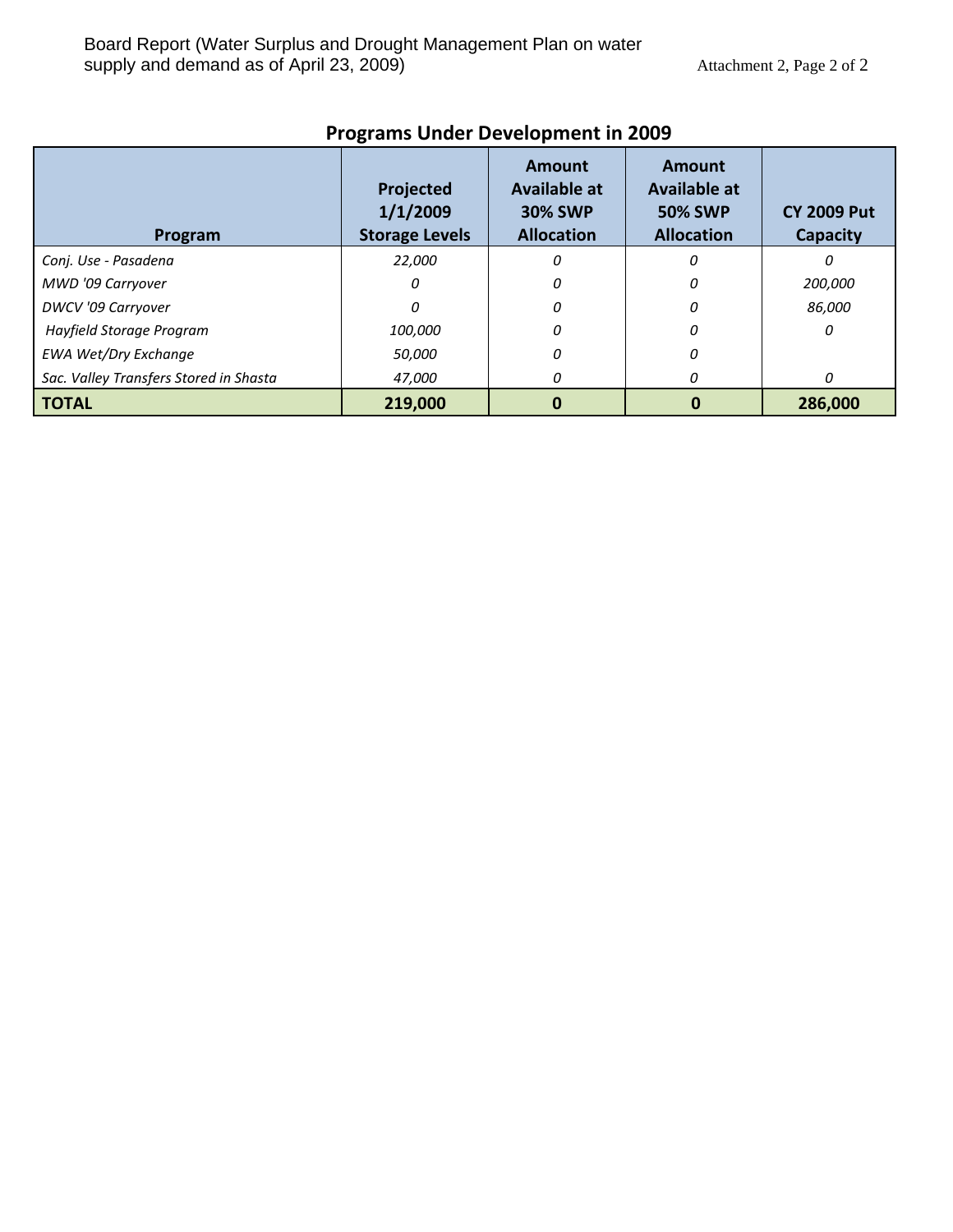## Programs Under Development in 2009

| Program | Projected 1/1/2009 Storage Levels | Amount Available at 30% SWP Allocation | Amount Available at 50% SWP Allocation | CY 2009 Put Capacity |
|---|---|---|---|---|
| *Conj. Use - Pasadena* | *22,000* | *0* | *0* | *0* |
| *MWD '09 Carryover* | *0* | *0* | *0* | *200,000* |
| *DWCV '09 Carryover* | *0* | *0* | *0* | *86,000* |
| *Hayfield Storage Program* | *100,000* | *0* | *0* | *0* |
| *EWA Wet/Dry Exchange* | *50,000* | *0* | *0* | |
| *Sac. Valley Transfers Stored in Shasta* | *47,000* | *0* | *0* | *0* |
| **TOTAL** | **219,000** | **0** | **0** | **286,000** |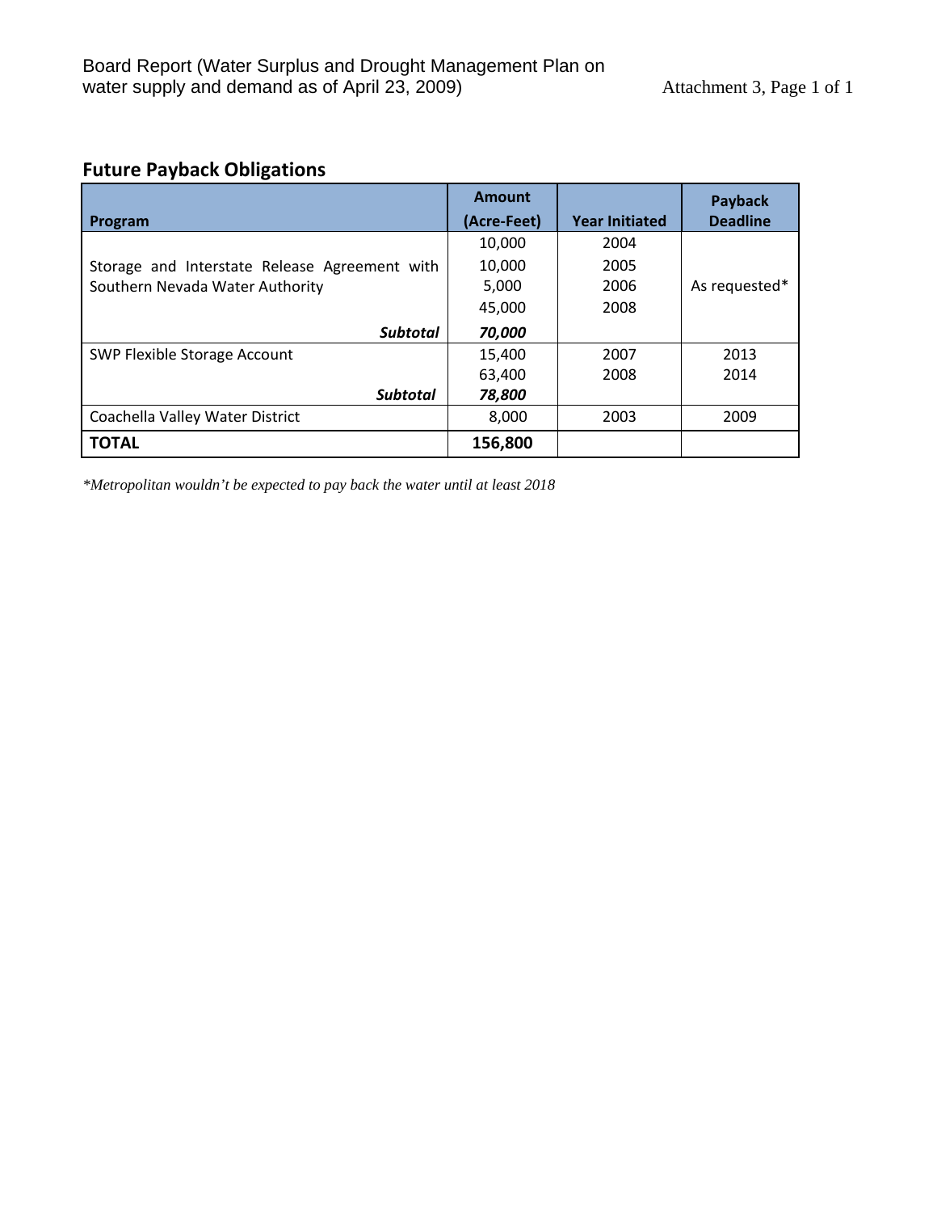## Future Payback Obligations

| Program | Amount (Acre-Feet) | Year Initiated | Payback Deadline |
|---|---|---|---|
| Storage and Interstate Release Agreement with Southern Nevada Water Authority | 10,000 | 2004 | As requested* |
| | 10,000 | 2005 | |
| | 5,000 | 2006 | |
| | 45,000 | 2008 | |
| ***Subtotal*** | ***70,000*** | | |
| SWP Flexible Storage Account | 15,400 | 2007 | 2013 |
| | 63,400 | 2008 | 2014 |
| ***Subtotal*** | ***78,800*** | | |
| Coachella Valley Water District | 8,000 | 2003 | 2009 |
| **TOTAL** | **156,800** | | |

*\*Metropolitan wouldn't be expected to pay back the water until at least 2018*